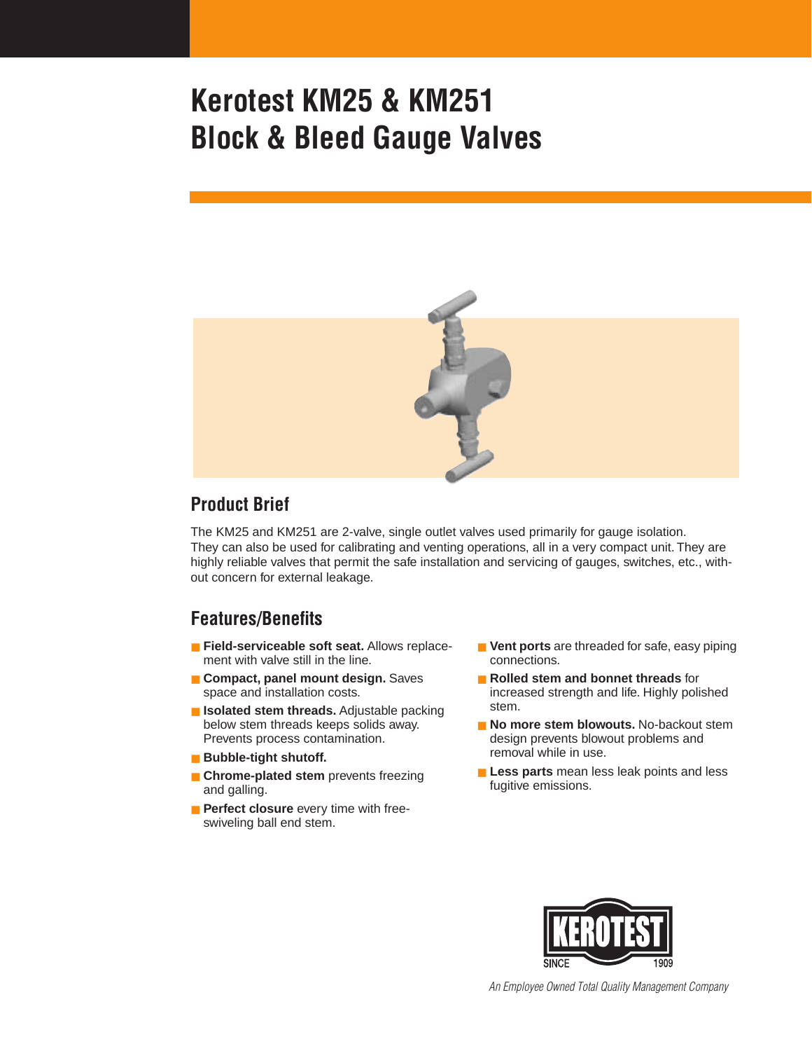# Kerotest KM25 & KM251 Block & Bleed Gauge Valves

## Product Brief

The KM25 and KM251 are 2-valve, single outlet valves used primarily for gauge isolation. They can also be used for calibrating and venting operations, all in a very compact unit. They are highly reliable valves that permit the safe installation and servicing of gauges, switches, etc., without concern for external leakage.

## Features/Benefits

- **Field-serviceable soft seat.** Allows replacement with valve still in the line.
- **Compact, panel mount design.** Saves space and installation costs.
- **Isolated stem threads.** Adjustable packing below stem threads keeps solids away. Prevents process contamination.
- **Bubble-tight shutoff.**
- **Chrome-plated stem** prevents freezing and galling.
- **Perfect closure** every time with free-swiveling ball end stem.
- **Vent ports** are threaded for safe, easy piping connections.
- **Rolled stem and bonnet threads** for increased strength and life. Highly polished stem.
- **No more stem blowouts.** No-backout stem design prevents blowout problems and removal while in use.
- **Less parts** mean less leak points and less fugitive emissions.

KEROTEST SINCE 1909

*An Employee Owned Total Quality Management Company*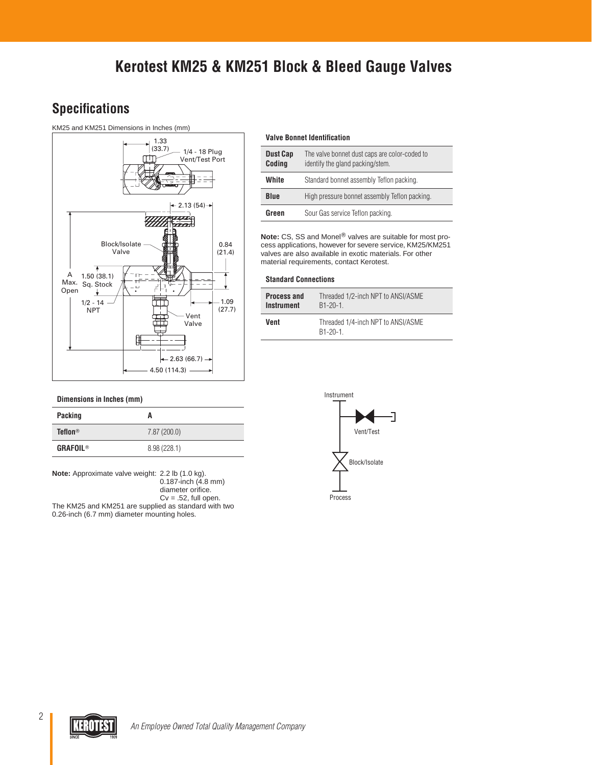# Kerotest KM25 & KM251 Block & Bleed Gauge Valves

## Specifications

KM25 and KM251 Dimensions in Inches (mm)

1.33 (33.7)

1/4 - 18 Plug Vent/Test Port

2.13 (54)

Block/Isolate Valve

0.84 (21.4)

A Max. Open

1.50 (38.1) Sq. Stock

1/2 - 14 NPT

1.09 (27.7)

Vent Valve

2.63 (66.7)

4.50 (114.3)

### Dimensions in Inches (mm)

| Packing | A |
|---|---|
| Teflon® | 7.87 (200.0) |
| GRAFOIL® | 8.98 (228.1) |

**Note:** Approximate valve weight: 2.2 lb (1.0 kg).
0.187-inch (4.8 mm) diameter orifice.
Cv = .52, full open.

The KM25 and KM251 are supplied as standard with two 0.26-inch (6.7 mm) diameter mounting holes.

### Valve Bonnet Identification

| **Dust Cap Coding** | The valve bonnet dust caps are color-coded to identify the gland packing/stem. |
|---|---|
| **White** | Standard bonnet assembly Teflon packing. |
| **Blue** | High pressure bonnet assembly Teflon packing. |
| **Green** | Sour Gas service Teflon packing. |

**Note:** CS, SS and Monel® valves are suitable for most process applications, however for severe service, KM25/KM251 valves are also available in exotic materials. For other material requirements, contact Kerotest.

### Standard Connections

| **Process and Instrument** | Threaded 1/2-inch NPT to ANSI/ASME B1-20-1. |
|---|---|
| **Vent** | Threaded 1/4-inch NPT to ANSI/ASME B1-20-1. |

Instrument

Vent/Test

Block/Isolate

Process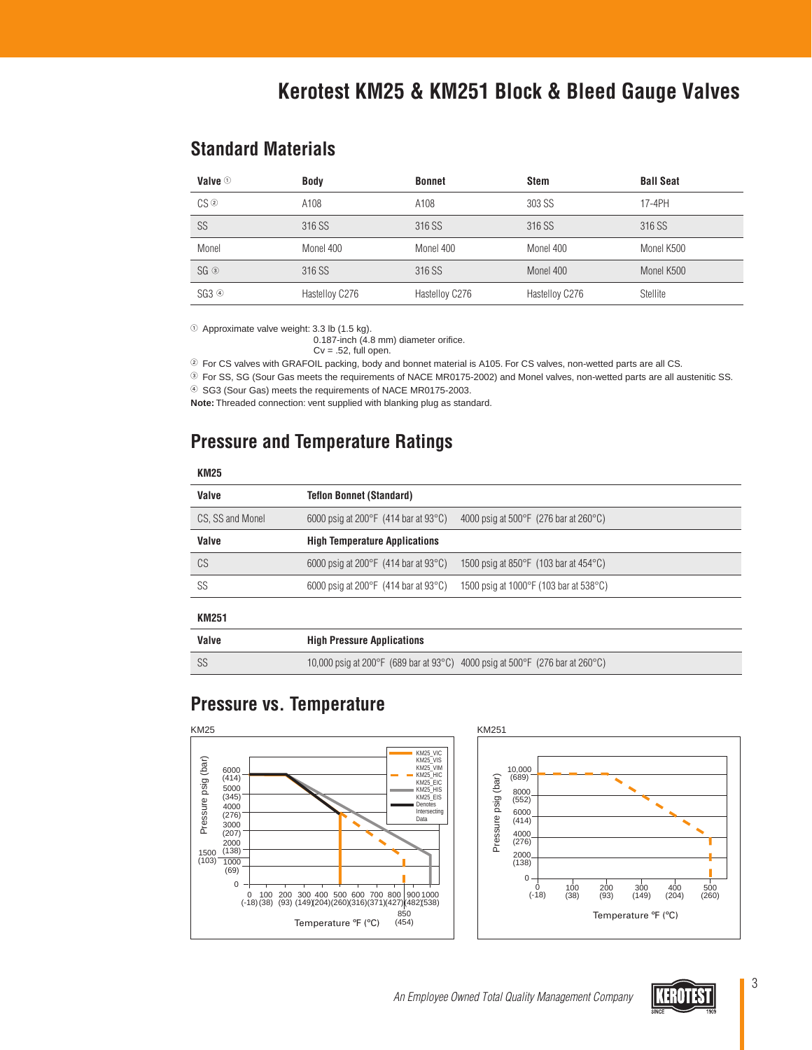# Kerotest KM25 & KM251 Block & Bleed Gauge Valves

## Standard Materials

| Valve ① | Body | Bonnet | Stem | Ball Seat |
|---|---|---|---|---|
| CS ② | A108 | A108 | 303 SS | 17-4PH |
| SS | 316 SS | 316 SS | 316 SS | 316 SS |
| Monel | Monel 400 | Monel 400 | Monel 400 | Monel K500 |
| SG ③ | 316 SS | 316 SS | Monel 400 | Monel K500 |
| SG3 ④ | Hastelloy C276 | Hastelloy C276 | Hastelloy C276 | Stellite |

① Approximate valve weight: 3.3 lb (1.5 kg).
0.187-inch (4.8 mm) diameter orifice.
Cv = .52, full open.

② For CS valves with GRAFOIL packing, body and bonnet material is A105. For CS valves, non-wetted parts are all CS.

③ For SS, SG (Sour Gas meets the requirements of NACE MR0175-2002) and Monel valves, non-wetted parts are all austenitic SS.

④ SG3 (Sour Gas) meets the requirements of NACE MR0175-2003.

**Note:** Threaded connection: vent supplied with blanking plug as standard.

## Pressure and Temperature Ratings

**KM25**

| Valve | Teflon Bonnet (Standard) | |
|---|---|---|
| CS, SS and Monel | 6000 psig at 200°F (414 bar at 93°C) | 4000 psig at 500°F (276 bar at 260°C) |
| **Valve** | **High Temperature Applications** | |
| CS | 6000 psig at 200°F (414 bar at 93°C) | 1500 psig at 850°F (103 bar at 454°C) |
| SS | 6000 psig at 200°F (414 bar at 93°C) | 1500 psig at 1000°F (103 bar at 538°C) |

**KM251**

| Valve | High Pressure Applications | |
|---|---|---|
| SS | 10,000 psig at 200°F (689 bar at 93°C) | 4000 psig at 500°F (276 bar at 260°C) |

## Pressure vs. Temperature

KM25

Pressure psig (bar) vs. Temperature °F (°C). Legend: KM25_VIC, KM25_VIS, KM25_VIM, KM25_HIC, KM25_EIC, KM25_HIS, KM25_EIS, Denotes Intersecting Data

KM251

Pressure psig (bar) vs. Temperature °F (°C)

*An Employee Owned Total Quality Management Company*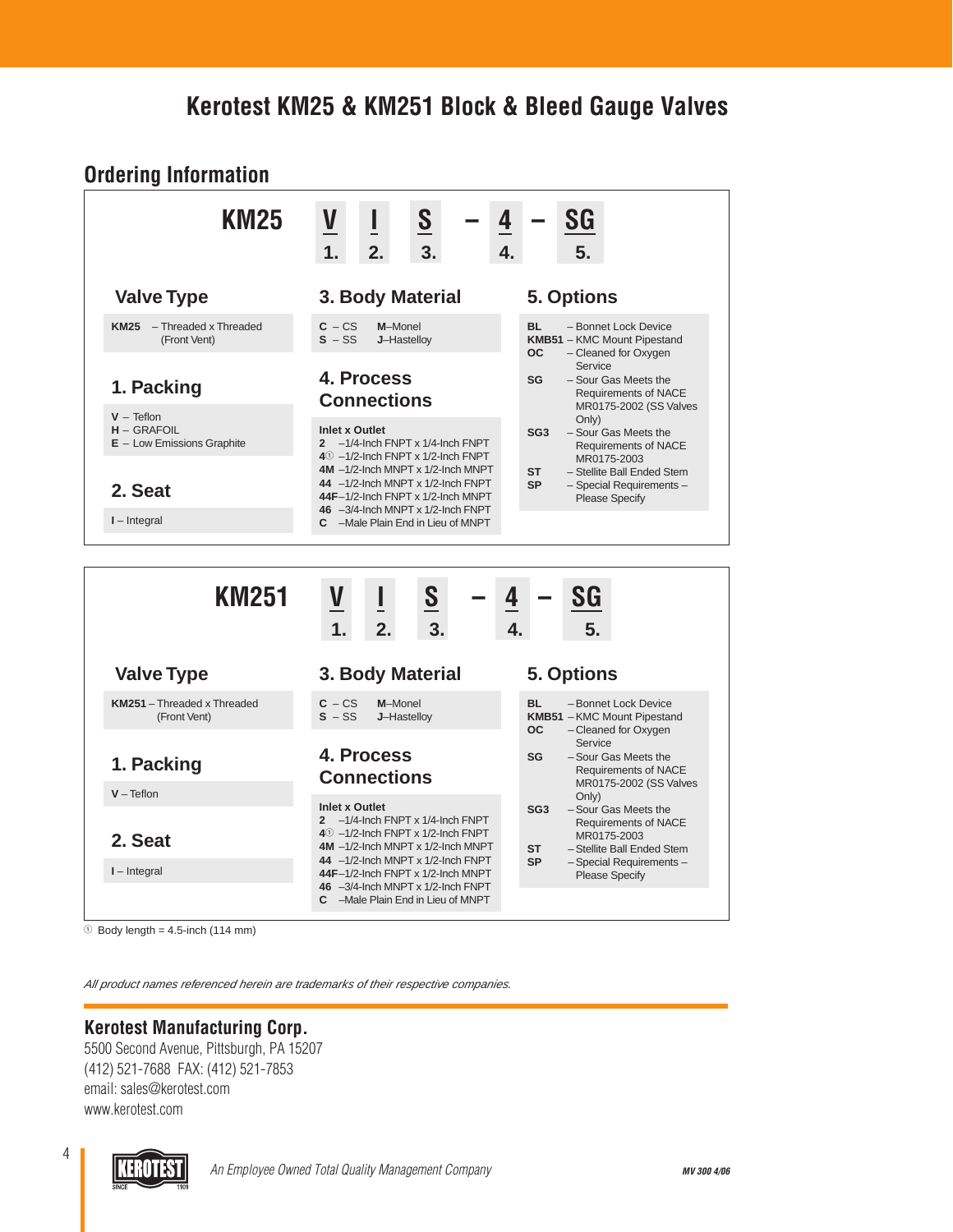# Kerotest KM25 & KM251 Block & Bleed Gauge Valves

## Ordering Information

**KM25** **V** **I** **S** – **4** – **SG**

| | | | | |
|---|---|---|---|---|
| 1. | 2. | 3. | 4. | 5. |

### Valve Type

**KM25** – Threaded x Threaded (Front Vent)

### 1. Packing

- **V** – Teflon
- **H** – GRAFOIL
- **E** – Low Emissions Graphite

### 2. Seat

**I** – Integral

### 3. Body Material

- **C** – CS
- **S** – SS
- **M**–Monel
- **J**–Hastelloy

### 4. Process Connections

**Inlet x Outlet**

- **2** –1/4-Inch FNPT x 1/4-Inch FNPT
- **4**① –1/2-Inch FNPT x 1/2-Inch FNPT
- **4M** –1/2-Inch MNPT x 1/2-Inch MNPT
- **44** –1/2-Inch MNPT x 1/2-Inch FNPT
- **44F**–1/2-Inch FNPT x 1/2-Inch MNPT
- **46** –3/4-Inch MNPT x 1/2-Inch FNPT
- **C** –Male Plain End in Lieu of MNPT

### 5. Options

- **BL** – Bonnet Lock Device
- **KMB51** – KMC Mount Pipestand
- **OC** – Cleaned for Oxygen Service
- **SG** – Sour Gas Meets the Requirements of NACE MR0175-2002 (SS Valves Only)
- **SG3** – Sour Gas Meets the Requirements of NACE MR0175-2003
- **ST** – Stellite Ball Ended Stem
- **SP** – Special Requirements – Please Specify

---

**KM251** **V** **I** **S** – **4** – **SG**

| | | | | |
|---|---|---|---|---|
| 1. | 2. | 3. | 4. | 5. |

### Valve Type

**KM251** – Threaded x Threaded (Front Vent)

### 1. Packing

**V** – Teflon

### 2. Seat

**I** – Integral

### 3. Body Material

- **C** – CS
- **S** – SS
- **M**–Monel
- **J**–Hastelloy

### 4. Process Connections

**Inlet x Outlet**

- **2** –1/4-Inch FNPT x 1/4-Inch FNPT
- **4**① –1/2-Inch FNPT x 1/2-Inch FNPT
- **4M** –1/2-Inch MNPT x 1/2-Inch MNPT
- **44** –1/2-Inch MNPT x 1/2-Inch FNPT
- **44F**–1/2-Inch FNPT x 1/2-Inch MNPT
- **46** –3/4-Inch MNPT x 1/2-Inch FNPT
- **C** –Male Plain End in Lieu of MNPT

### 5. Options

- **BL** – Bonnet Lock Device
- **KMB51** – KMC Mount Pipestand
- **OC** – Cleaned for Oxygen Service
- **SG** – Sour Gas Meets the Requirements of NACE MR0175-2002 (SS Valves Only)
- **SG3** – Sour Gas Meets the Requirements of NACE MR0175-2003
- **ST** – Stellite Ball Ended Stem
- **SP** – Special Requirements – Please Specify

① Body length = 4.5-inch (114 mm)

*All product names referenced herein are trademarks of their respective companies.*

**Kerotest Manufacturing Corp.**
5500 Second Avenue, Pittsburgh, PA 15207
(412) 521-7688 FAX: (412) 521-7853
email: sales@kerotest.com
www.kerotest.com

KEROTEST SINCE 1909

*An Employee Owned Total Quality Management Company*

*MV 300 4/06*